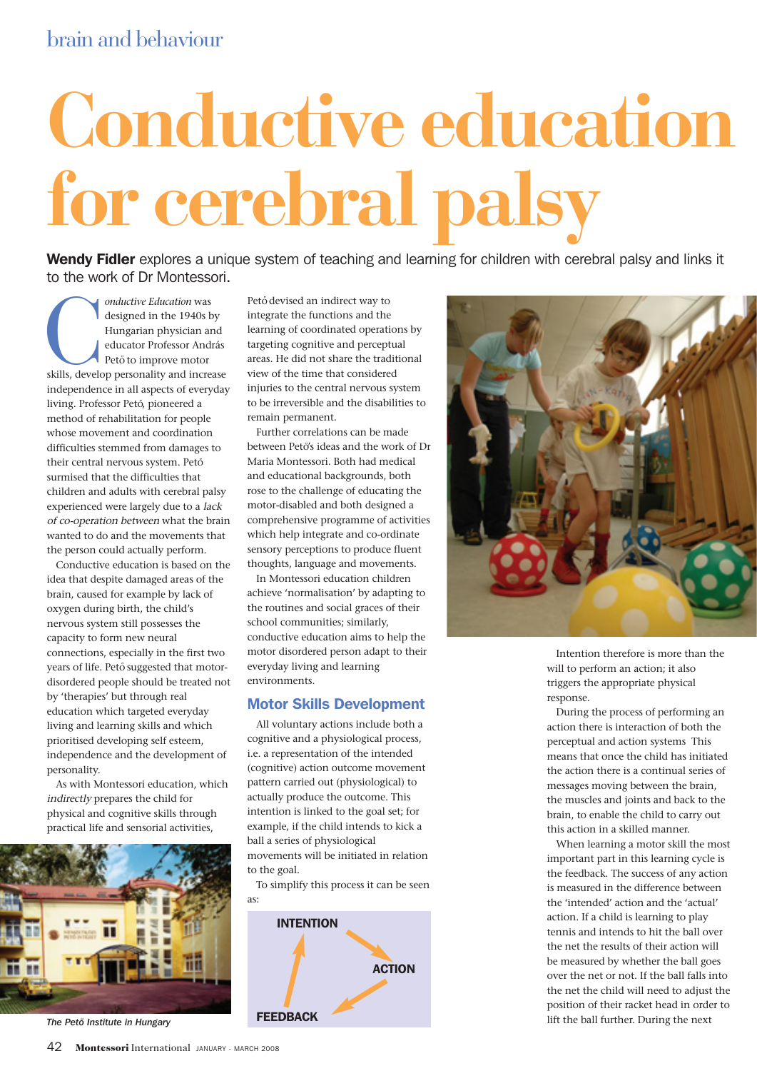# Conductive education for cerebral palsy

**Wendy Fidler** explores a unique system of teaching and learning for children with cerebral palsy and links it to the work of Dr Montessori.

*Conductive Education* was designed in the 1940s by Hungarian physician and educator Professor András Pető to improve motor skills, develop personality and increase independence in all aspects of everyday living. Professor Pető, pioneered a method of rehabilitation for people whose movement and coordination difficulties stemmed from damages to their central nervous system. Pető surmised that the difficulties that children and adults with cerebral palsy experienced were largely due to a *lack of co-operation between* what the brain wanted to do and the movements that the person could actually perform.

Conductive education is based on the idea that despite damaged areas of the brain, caused for example by lack of oxygen during birth, the child's nervous system still possesses the capacity to form new neural connections, especially in the first two years of life. Pető suggested that motor-disordered people should be treated not by 'therapies' but through real education which targeted everyday living and learning skills and which prioritised developing self esteem, independence and the development of personality.

As with Montessori education, which *indirectly* prepares the child for physical and cognitive skills through practical life and sensorial activities, Pető devised an indirect way to integrate the functions and the learning of coordinated operations by targeting cognitive and perceptual areas. He did not share the traditional view of the time that considered injuries to the central nervous system to be irreversible and the disabilities to remain permanent.

*The Pető Institute in Hungary*

Further correlations can be made between Pető's ideas and the work of Dr Maria Montessori. Both had medical and educational backgrounds, both rose to the challenge of educating the motor-disabled and both designed a comprehensive programme of activities which help integrate and co-ordinate sensory perceptions to produce fluent thoughts, language and movements.

In Montessori education children achieve 'normalisation' by adapting to the routines and social graces of their school communities; similarly, conductive education aims to help the motor disordered person adapt to their everyday living and learning environments.

## Motor Skills Development

All voluntary actions include both a cognitive and a physiological process, i.e. a representation of the intended (cognitive) action outcome movement pattern carried out (physiological) to actually produce the outcome. This intention is linked to the goal set; for example, if the child intends to kick a ball a series of physiological movements will be initiated in relation to the goal.

To simplify this process it can be seen as:

INTENTION → ACTION → FEEDBACK → INTENTION

Intention therefore is more than the will to perform an action; it also triggers the appropriate physical response.

During the process of performing an action there is interaction of both the perceptual and action systems This means that once the child has initiated the action there is a continual series of messages moving between the brain, the muscles and joints and back to the brain, to enable the child to carry out this action in a skilled manner.

When learning a motor skill the most important part in this learning cycle is the feedback. The success of any action is measured in the difference between the 'intended' action and the 'actual' action. If a child is learning to play tennis and intends to hit the ball over the net the results of their action will be measured by whether the ball goes over the net or not. If the ball falls into the net the child will need to adjust the position of their racket head in order to lift the ball further. During the next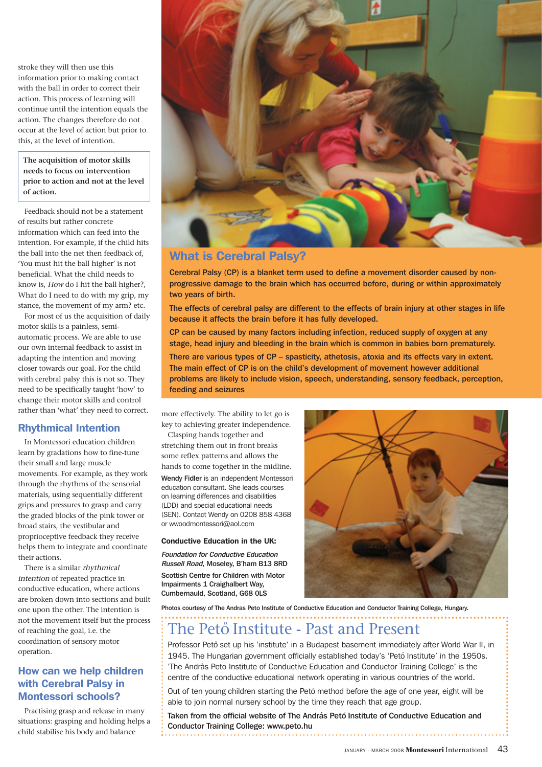stroke they will then use this information prior to making contact with the ball in order to correct their action. This process of learning will continue until the intention equals the action. The changes therefore do not occur at the level of action but prior to this, at the level of intention.

**The acquisition of motor skills needs to focus on intervention prior to action and not at the level of action.**

Feedback should not be a statement of results but rather concrete information which can feed into the intention. For example, if the child hits the ball into the net then feedback of, 'You must hit the ball higher' is not beneficial. What the child needs to know is, *How* do I hit the ball higher?, What do I need to do with my grip, my stance, the movement of my arm? etc.

For most of us the acquisition of daily motor skills is a painless, semi-automatic process. We are able to use our own internal feedback to assist in adapting the intention and moving closer towards our goal. For the child with cerebral palsy this is not so. They need to be specifically taught 'how' to change their motor skills and control rather than 'what' they need to correct.

## Rhythmical Intention

In Montessori education children learn by gradations how to fine-tune their small and large muscle movements. For example, as they work through the rhythms of the sensorial materials, using sequentially different grips and pressures to grasp and carry the graded blocks of the pink tower or broad stairs, the vestibular and proprioceptive feedback they receive helps them to integrate and coordinate their actions.

There is a similar *rhythmical intention* of repeated practice in conductive education, where actions are broken down into sections and built one upon the other. The intention is not the movement itself but the process of reaching the goal, i.e. the coordination of sensory motor operation.

## How can we help children with Cerebral Palsy in Montessori schools?

Practising grasp and release in many situations: grasping and holding helps a child stabilise his body and balance more effectively. The ability to let go is key to achieving greater independence.

Clasping hands together and stretching them out in front breaks some reflex patterns and allows the hands to come together in the midline.

**Wendy Fidler** is an independent Montessori education consultant. She leads courses on learning differences and disabilities (LDD) and special educational needs (SEN). Contact Wendy on 0208 858 4368 or wwoodmontessori@aol.com

**Conductive Education in the UK:**

*Foundation for Conductive Education Russell Road*, Moseley, B'ham B13 8RD

Scottish Centre for Children with Motor Impairments 1 Craighalbert Way, Cumbernauld, Scotland, G68 0LS

## What is Cerebral Palsy?

Cerebral Palsy (CP) is a blanket term used to define a movement disorder caused by non-progressive damage to the brain which has occurred before, during or within approximately two years of birth.

The effects of cerebral palsy are different to the effects of brain injury at other stages in life because it affects the brain before it has fully developed.

CP can be caused by many factors including infection, reduced supply of oxygen at any stage, head injury and bleeding in the brain which is common in babies born prematurely.

There are various types of CP – spasticity, athetosis, atoxia and its effects vary in extent. The main effect of CP is on the child's development of movement however additional problems are likely to include vision, speech, understanding, sensory feedback, perception, feeding and seizures

Photos courtesy of The Andras Peto Institute of Conductive Education and Conductor Training College, Hungary.

## The Pető Institute - Past and Present

Professor Pető set up his 'institute' in a Budapest basement immediately after World War II, in 1945. The Hungarian government officially established today's 'Pető Institute' in the 1950s. 'The Andràs Peto Institute of Conductive Education and Conductor Training College' is the centre of the conductive educational network operating in various countries of the world.

Out of ten young children starting the Pető method before the age of one year, eight will be able to join normal nursery school by the time they reach that age group.

Taken from the official website of The András Pető Institute of Conductive Education and Conductor Training College: www.peto.hu